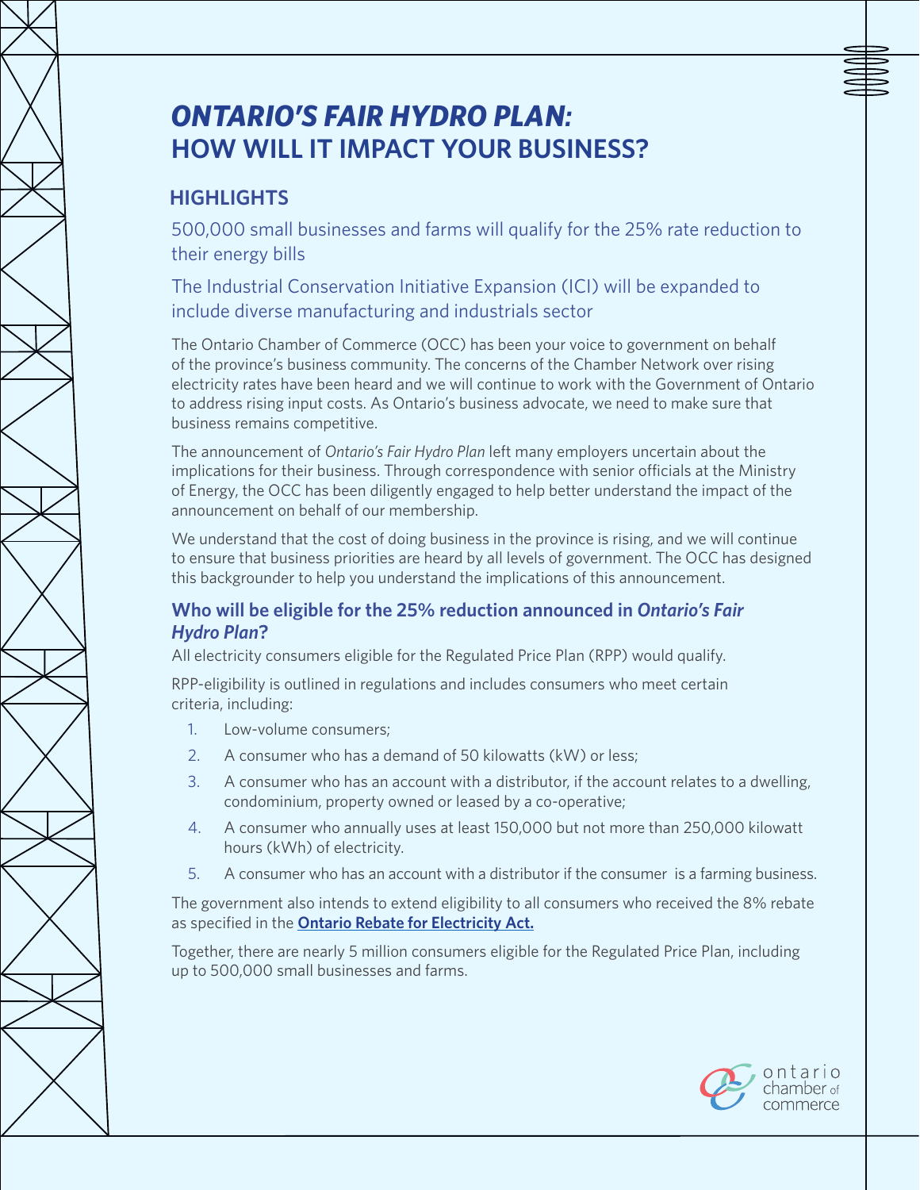# ***ONTARIO'S FAIR HYDRO PLAN:*** **HOW WILL IT IMPACT YOUR BUSINESS?**

## HIGHLIGHTS

500,000 small businesses and farms will qualify for the 25% rate reduction to their energy bills

The Industrial Conservation Initiative Expansion (ICI) will be expanded to include diverse manufacturing and industrials sector

The Ontario Chamber of Commerce (OCC) has been your voice to government on behalf of the province's business community. The concerns of the Chamber Network over rising electricity rates have been heard and we will continue to work with the Government of Ontario to address rising input costs. As Ontario's business advocate, we need to make sure that business remains competitive.

The announcement of *Ontario's Fair Hydro Plan* left many employers uncertain about the implications for their business. Through correspondence with senior officials at the Ministry of Energy, the OCC has been diligently engaged to help better understand the impact of the announcement on behalf of our membership.

We understand that the cost of doing business in the province is rising, and we will continue to ensure that business priorities are heard by all levels of government. The OCC has designed this backgrounder to help you understand the implications of this announcement.

### Who will be eligible for the 25% reduction announced in *Ontario's Fair Hydro Plan*?

All electricity consumers eligible for the Regulated Price Plan (RPP) would qualify.

RPP-eligibility is outlined in regulations and includes consumers who meet certain criteria, including:

1. Low-volume consumers;
2. A consumer who has a demand of 50 kilowatts (kW) or less;
3. A consumer who has an account with a distributor, if the account relates to a dwelling, condominium, property owned or leased by a co-operative;
4. A consumer who annually uses at least 150,000 but not more than 250,000 kilowatt hours (kWh) of electricity.
5. A consumer who has an account with a distributor if the consumer is a farming business.

The government also intends to extend eligibility to all consumers who received the 8% rebate as specified in the **Ontario Rebate for Electricity Act.**

Together, there are nearly 5 million consumers eligible for the Regulated Price Plan, including up to 500,000 small businesses and farms.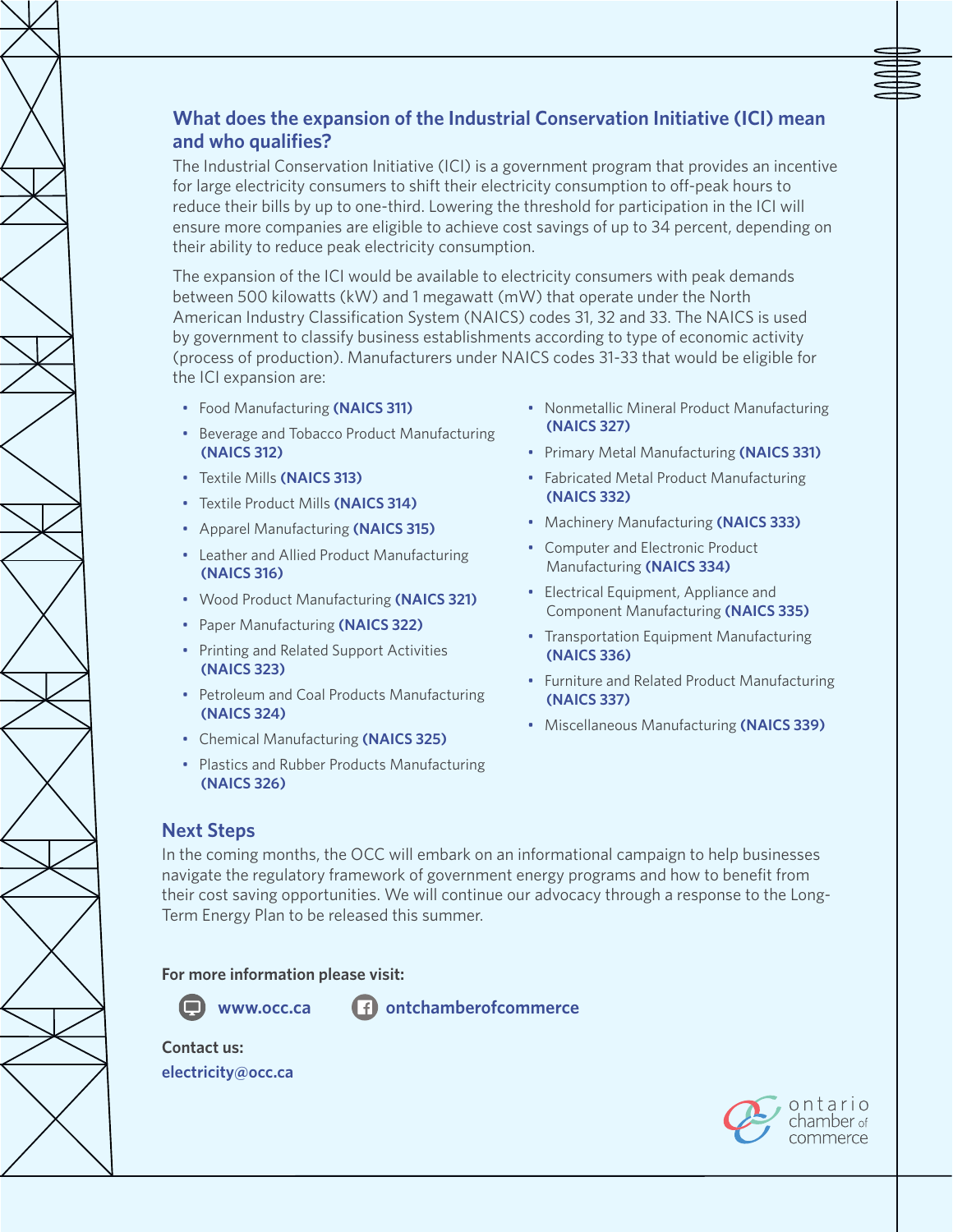## What does the expansion of the Industrial Conservation Initiative (ICI) mean and who qualifies?

The Industrial Conservation Initiative (ICI) is a government program that provides an incentive for large electricity consumers to shift their electricity consumption to off-peak hours to reduce their bills by up to one-third. Lowering the threshold for participation in the ICI will ensure more companies are eligible to achieve cost savings of up to 34 percent, depending on their ability to reduce peak electricity consumption.

The expansion of the ICI would be available to electricity consumers with peak demands between 500 kilowatts (kW) and 1 megawatt (mW) that operate under the North American Industry Classification System (NAICS) codes 31, 32 and 33. The NAICS is used by government to classify business establishments according to type of economic activity (process of production). Manufacturers under NAICS codes 31-33 that would be eligible for the ICI expansion are:

- Food Manufacturing **(NAICS 311)**
- Beverage and Tobacco Product Manufacturing **(NAICS 312)**
- Textile Mills **(NAICS 313)**
- Textile Product Mills **(NAICS 314)**
- Apparel Manufacturing **(NAICS 315)**
- Leather and Allied Product Manufacturing **(NAICS 316)**
- Wood Product Manufacturing **(NAICS 321)**
- Paper Manufacturing **(NAICS 322)**
- Printing and Related Support Activities **(NAICS 323)**
- Petroleum and Coal Products Manufacturing **(NAICS 324)**
- Chemical Manufacturing **(NAICS 325)**
- Plastics and Rubber Products Manufacturing **(NAICS 326)**
- Nonmetallic Mineral Product Manufacturing **(NAICS 327)**
- Primary Metal Manufacturing **(NAICS 331)**
- Fabricated Metal Product Manufacturing **(NAICS 332)**
- Machinery Manufacturing **(NAICS 333)**
- Computer and Electronic Product Manufacturing **(NAICS 334)**
- Electrical Equipment, Appliance and Component Manufacturing **(NAICS 335)**
- Transportation Equipment Manufacturing **(NAICS 336)**
- Furniture and Related Product Manufacturing **(NAICS 337)**
- Miscellaneous Manufacturing **(NAICS 339)**

## Next Steps

In the coming months, the OCC will embark on an informational campaign to help businesses navigate the regulatory framework of government energy programs and how to benefit from their cost saving opportunities. We will continue our advocacy through a response to the Long-Term Energy Plan to be released this summer.

**For more information please visit:**

**www.occ.ca** **ontchamberofcommerce**

**Contact us:**

**electricity@occ.ca**

ontario chamber of commerce